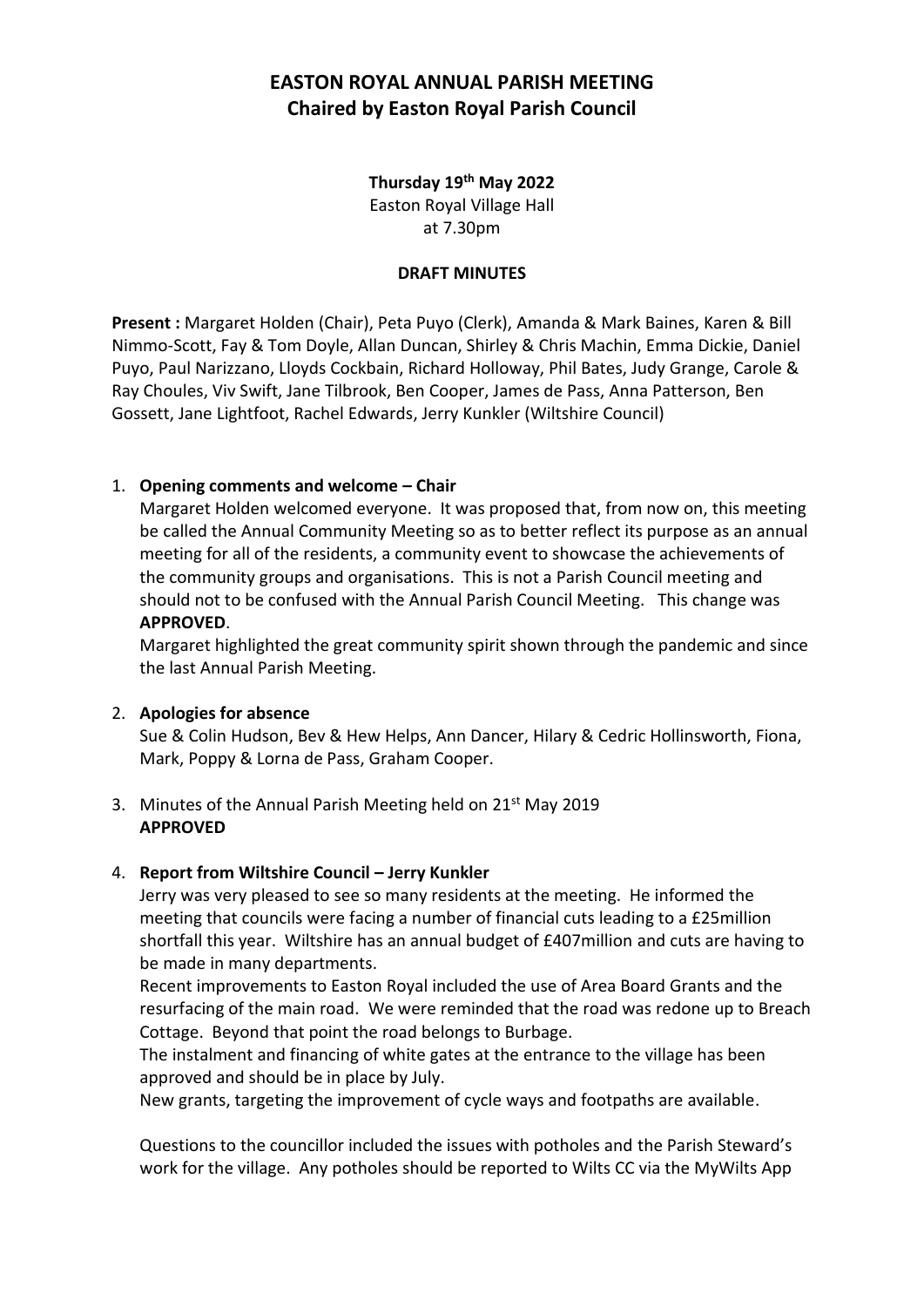# EASTON ROYAL ANNUAL PARISH MEETING
## Chaired by Easton Royal Parish Council

**Thursday 19th May 2022**
Easton Royal Village Hall
at 7.30pm

**DRAFT MINUTES**

**Present :** Margaret Holden (Chair), Peta Puyo (Clerk), Amanda & Mark Baines, Karen & Bill Nimmo-Scott, Fay & Tom Doyle, Allan Duncan, Shirley & Chris Machin, Emma Dickie, Daniel Puyo, Paul Narizzano, Lloyds Cockbain, Richard Holloway, Phil Bates, Judy Grange, Carole & Ray Choules, Viv Swift, Jane Tilbrook, Ben Cooper, James de Pass, Anna Patterson, Ben Gossett, Jane Lightfoot, Rachel Edwards, Jerry Kunkler (Wiltshire Council)

1. **Opening comments and welcome – Chair**
   Margaret Holden welcomed everyone. It was proposed that, from now on, this meeting be called the Annual Community Meeting so as to better reflect its purpose as an annual meeting for all of the residents, a community event to showcase the achievements of the community groups and organisations. This is not a Parish Council meeting and should not to be confused with the Annual Parish Council Meeting. This change was **APPROVED**.
   Margaret highlighted the great community spirit shown through the pandemic and since the last Annual Parish Meeting.

2. **Apologies for absence**
   Sue & Colin Hudson, Bev & Hew Helps, Ann Dancer, Hilary & Cedric Hollinsworth, Fiona, Mark, Poppy & Lorna de Pass, Graham Cooper.

3. Minutes of the Annual Parish Meeting held on 21st May 2019
   **APPROVED**

4. **Report from Wiltshire Council – Jerry Kunkler**
   Jerry was very pleased to see so many residents at the meeting. He informed the meeting that councils were facing a number of financial cuts leading to a £25million shortfall this year. Wiltshire has an annual budget of £407million and cuts are having to be made in many departments.
   Recent improvements to Easton Royal included the use of Area Board Grants and the resurfacing of the main road. We were reminded that the road was redone up to Breach Cottage. Beyond that point the road belongs to Burbage.
   The instalment and financing of white gates at the entrance to the village has been approved and should be in place by July.
   New grants, targeting the improvement of cycle ways and footpaths are available.

   Questions to the councillor included the issues with potholes and the Parish Steward's work for the village. Any potholes should be reported to Wilts CC via the MyWilts App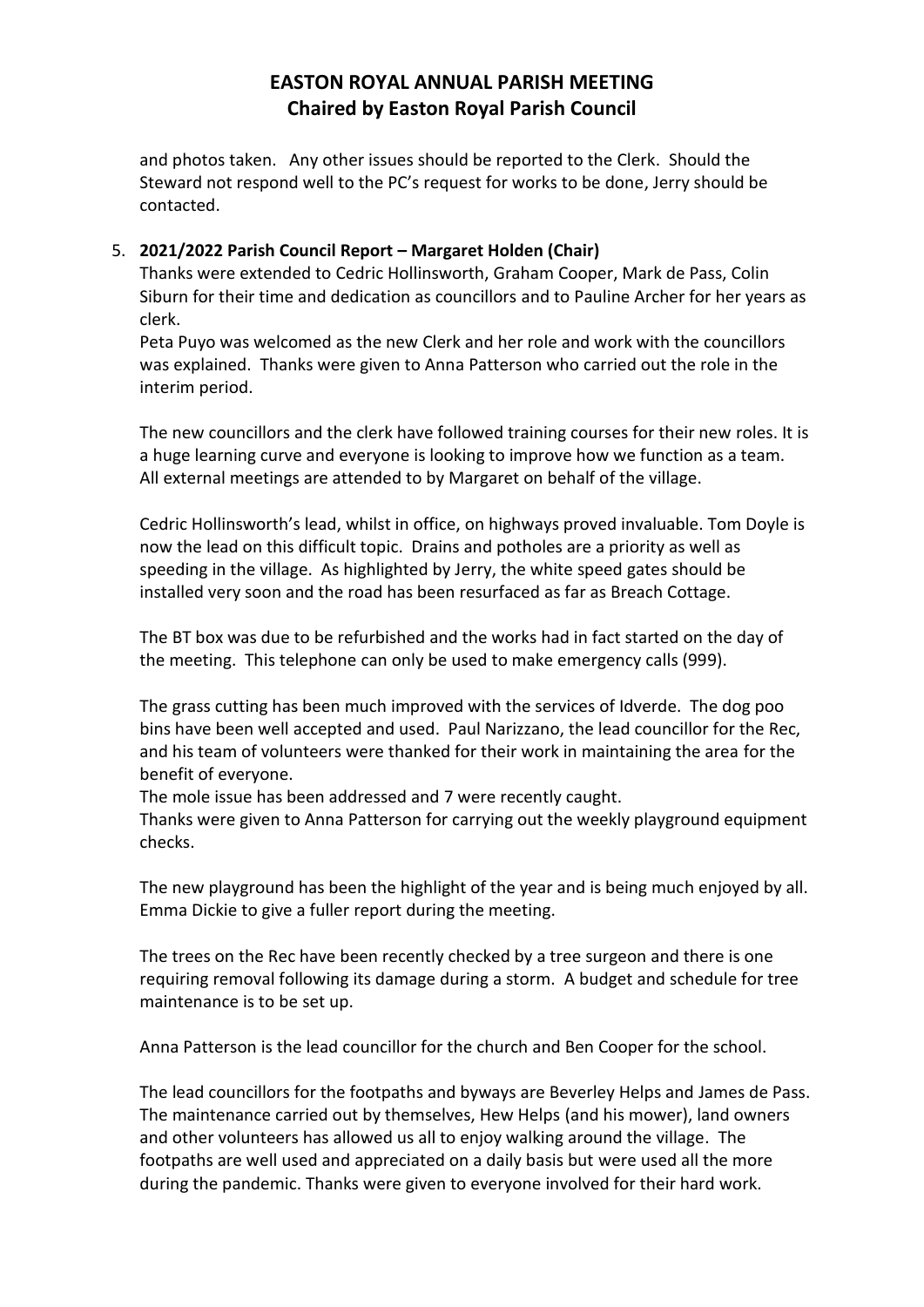and photos taken. Any other issues should be reported to the Clerk. Should the Steward not respond well to the PC's request for works to be done, Jerry should be contacted.

5. **2021/2022 Parish Council Report – Margaret Holden (Chair)**

   Thanks were extended to Cedric Hollinsworth, Graham Cooper, Mark de Pass, Colin Siburn for their time and dedication as councillors and to Pauline Archer for her years as clerk.

   Peta Puyo was welcomed as the new Clerk and her role and work with the councillors was explained. Thanks were given to Anna Patterson who carried out the role in the interim period.

   The new councillors and the clerk have followed training courses for their new roles. It is a huge learning curve and everyone is looking to improve how we function as a team. All external meetings are attended to by Margaret on behalf of the village.

   Cedric Hollinsworth's lead, whilst in office, on highways proved invaluable. Tom Doyle is now the lead on this difficult topic. Drains and potholes are a priority as well as speeding in the village. As highlighted by Jerry, the white speed gates should be installed very soon and the road has been resurfaced as far as Breach Cottage.

   The BT box was due to be refurbished and the works had in fact started on the day of the meeting. This telephone can only be used to make emergency calls (999).

   The grass cutting has been much improved with the services of Idverde. The dog poo bins have been well accepted and used. Paul Narizzano, the lead councillor for the Rec, and his team of volunteers were thanked for their work in maintaining the area for the benefit of everyone.

   The mole issue has been addressed and 7 were recently caught.

   Thanks were given to Anna Patterson for carrying out the weekly playground equipment checks.

   The new playground has been the highlight of the year and is being much enjoyed by all. Emma Dickie to give a fuller report during the meeting.

   The trees on the Rec have been recently checked by a tree surgeon and there is one requiring removal following its damage during a storm. A budget and schedule for tree maintenance is to be set up.

   Anna Patterson is the lead councillor for the church and Ben Cooper for the school.

   The lead councillors for the footpaths and byways are Beverley Helps and James de Pass. The maintenance carried out by themselves, Hew Helps (and his mower), land owners and other volunteers has allowed us all to enjoy walking around the village. The footpaths are well used and appreciated on a daily basis but were used all the more during the pandemic. Thanks were given to everyone involved for their hard work.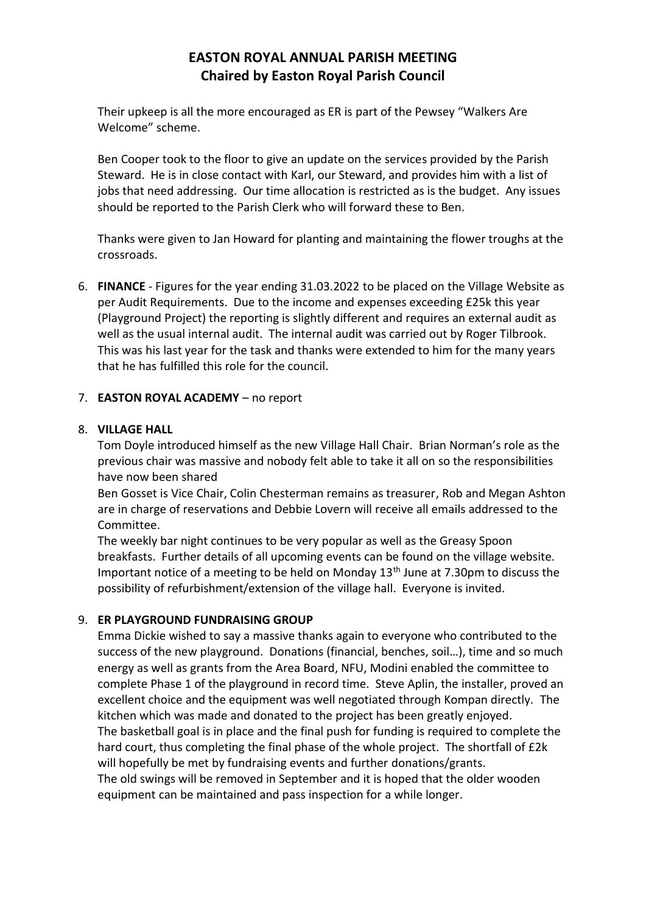# EASTON ROYAL ANNUAL PARISH MEETING
## Chaired by Easton Royal Parish Council

Their upkeep is all the more encouraged as ER is part of the Pewsey "Walkers Are Welcome" scheme.

Ben Cooper took to the floor to give an update on the services provided by the Parish Steward. He is in close contact with Karl, our Steward, and provides him with a list of jobs that need addressing. Our time allocation is restricted as is the budget. Any issues should be reported to the Parish Clerk who will forward these to Ben.

Thanks were given to Jan Howard for planting and maintaining the flower troughs at the crossroads.

6. **FINANCE** - Figures for the year ending 31.03.2022 to be placed on the Village Website as per Audit Requirements. Due to the income and expenses exceeding £25k this year (Playground Project) the reporting is slightly different and requires an external audit as well as the usual internal audit. The internal audit was carried out by Roger Tilbrook. This was his last year for the task and thanks were extended to him for the many years that he has fulfilled this role for the council.

7. **EASTON ROYAL ACADEMY** – no report

8. **VILLAGE HALL**

   Tom Doyle introduced himself as the new Village Hall Chair. Brian Norman's role as the previous chair was massive and nobody felt able to take it all on so the responsibilities have now been shared

   Ben Gosset is Vice Chair, Colin Chesterman remains as treasurer, Rob and Megan Ashton are in charge of reservations and Debbie Lovern will receive all emails addressed to the Committee.

   The weekly bar night continues to be very popular as well as the Greasy Spoon breakfasts. Further details of all upcoming events can be found on the village website. Important notice of a meeting to be held on Monday 13th June at 7.30pm to discuss the possibility of refurbishment/extension of the village hall. Everyone is invited.

9. **ER PLAYGROUND FUNDRAISING GROUP**

   Emma Dickie wished to say a massive thanks again to everyone who contributed to the success of the new playground. Donations (financial, benches, soil…), time and so much energy as well as grants from the Area Board, NFU, Modini enabled the committee to complete Phase 1 of the playground in record time. Steve Aplin, the installer, proved an excellent choice and the equipment was well negotiated through Kompan directly. The kitchen which was made and donated to the project has been greatly enjoyed.

   The basketball goal is in place and the final push for funding is required to complete the hard court, thus completing the final phase of the whole project. The shortfall of £2k will hopefully be met by fundraising events and further donations/grants.

   The old swings will be removed in September and it is hoped that the older wooden equipment can be maintained and pass inspection for a while longer.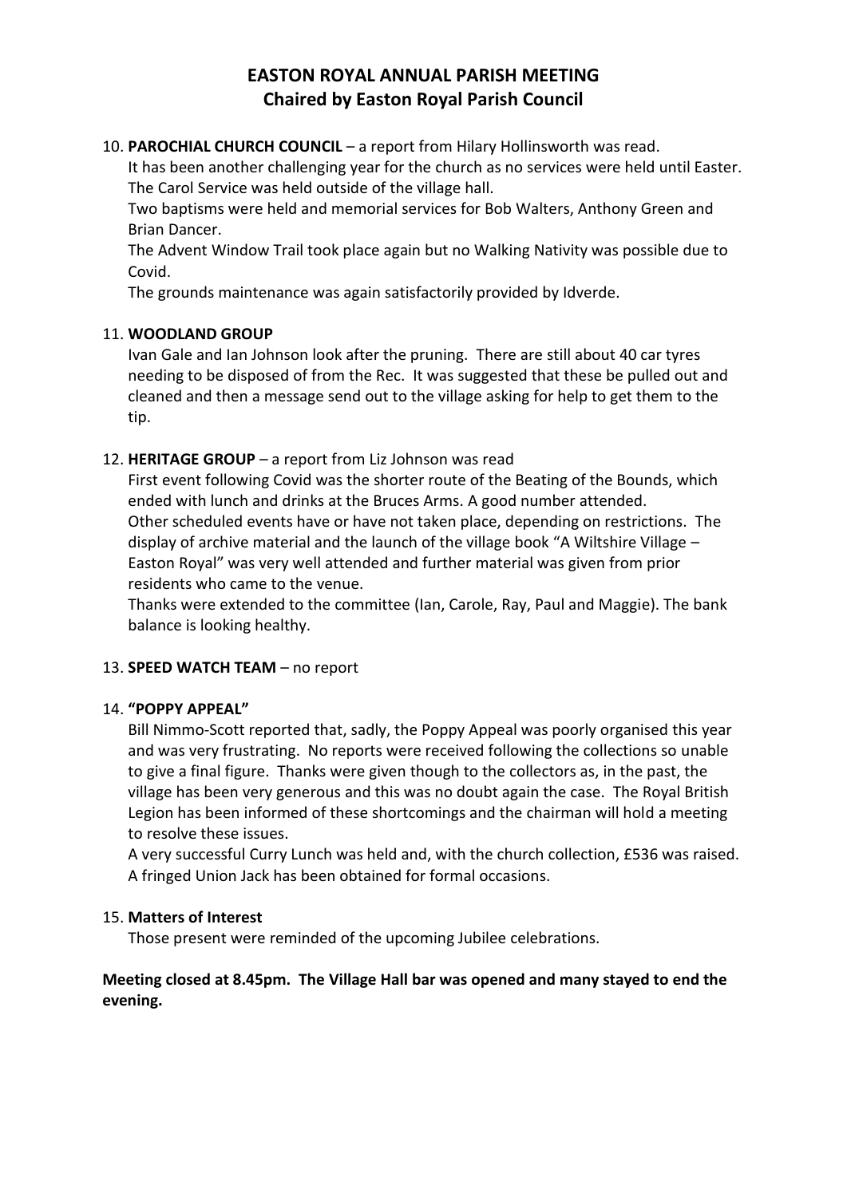# EASTON ROYAL ANNUAL PARISH MEETING
## Chaired by Easton Royal Parish Council

10. **PAROCHIAL CHURCH COUNCIL** – a report from Hilary Hollinsworth was read.
    It has been another challenging year for the church as no services were held until Easter. The Carol Service was held outside of the village hall.
    Two baptisms were held and memorial services for Bob Walters, Anthony Green and Brian Dancer.
    The Advent Window Trail took place again but no Walking Nativity was possible due to Covid.
    The grounds maintenance was again satisfactorily provided by Idverde.

11. **WOODLAND GROUP**
    Ivan Gale and Ian Johnson look after the pruning. There are still about 40 car tyres needing to be disposed of from the Rec. It was suggested that these be pulled out and cleaned and then a message send out to the village asking for help to get them to the tip.

12. **HERITAGE GROUP** – a report from Liz Johnson was read
    First event following Covid was the shorter route of the Beating of the Bounds, which ended with lunch and drinks at the Bruces Arms. A good number attended.
    Other scheduled events have or have not taken place, depending on restrictions. The display of archive material and the launch of the village book "A Wiltshire Village – Easton Royal" was very well attended and further material was given from prior residents who came to the venue.
    Thanks were extended to the committee (Ian, Carole, Ray, Paul and Maggie). The bank balance is looking healthy.

13. **SPEED WATCH TEAM** – no report

14. **"POPPY APPEAL"**
    Bill Nimmo-Scott reported that, sadly, the Poppy Appeal was poorly organised this year and was very frustrating. No reports were received following the collections so unable to give a final figure. Thanks were given though to the collectors as, in the past, the village has been very generous and this was no doubt again the case. The Royal British Legion has been informed of these shortcomings and the chairman will hold a meeting to resolve these issues.
    A very successful Curry Lunch was held and, with the church collection, £536 was raised. A fringed Union Jack has been obtained for formal occasions.

15. **Matters of Interest**
    Those present were reminded of the upcoming Jubilee celebrations.

**Meeting closed at 8.45pm. The Village Hall bar was opened and many stayed to end the evening.**